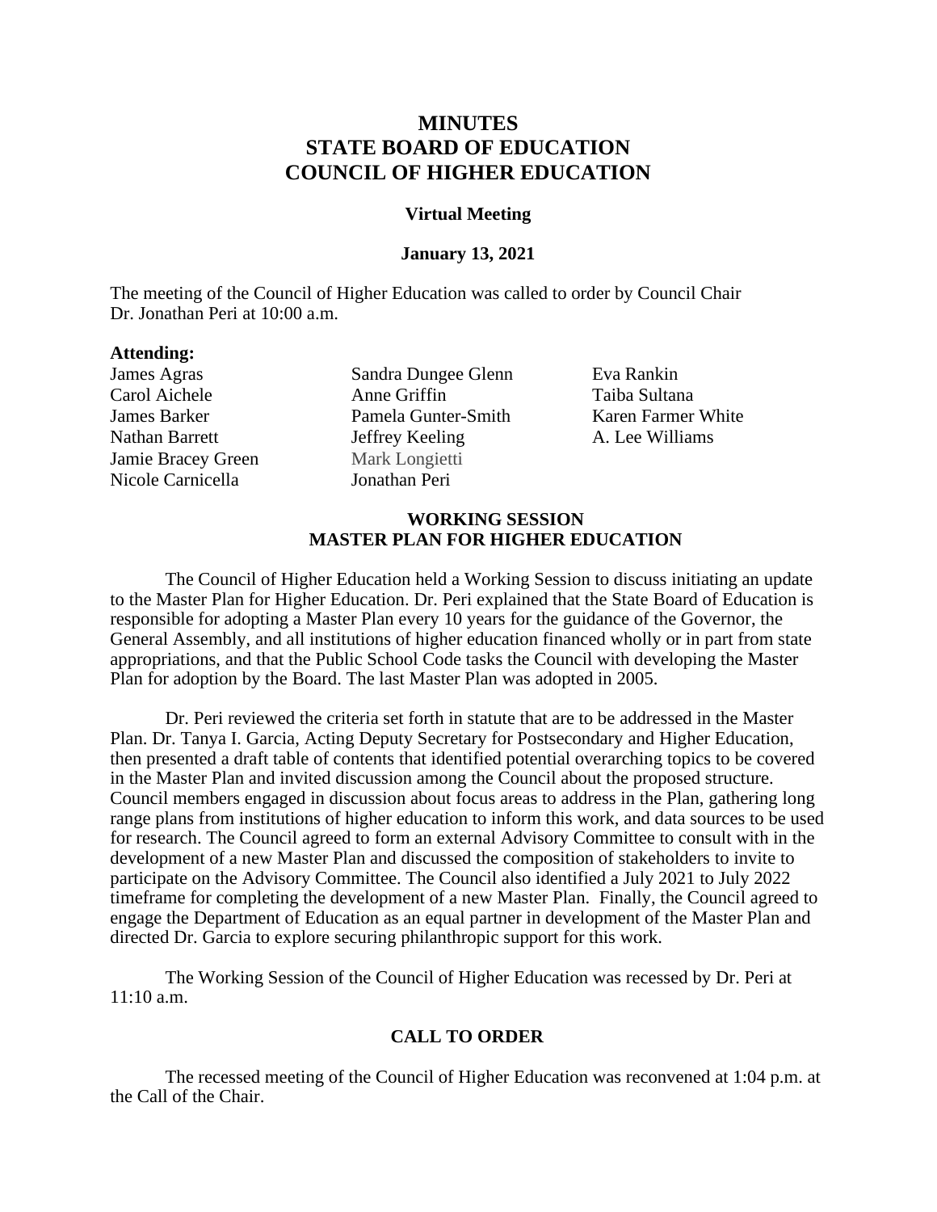# MINUTES
# STATE BOARD OF EDUCATION
# COUNCIL OF HIGHER EDUCATION

**Virtual Meeting**

**January 13, 2021**

The meeting of the Council of Higher Education was called to order by Council Chair Dr. Jonathan Peri at 10:00 a.m.

**Attending:**

James Agras
Carol Aichele
James Barker
Nathan Barrett
Jamie Bracey Green
Nicole Carnicella
Sandra Dungee Glenn
Anne Griffin
Pamela Gunter-Smith
Jeffrey Keeling
Mark Longietti
Jonathan Peri
Eva Rankin
Taiba Sultana
Karen Farmer White
A. Lee Williams

## WORKING SESSION
## MASTER PLAN FOR HIGHER EDUCATION

The Council of Higher Education held a Working Session to discuss initiating an update to the Master Plan for Higher Education. Dr. Peri explained that the State Board of Education is responsible for adopting a Master Plan every 10 years for the guidance of the Governor, the General Assembly, and all institutions of higher education financed wholly or in part from state appropriations, and that the Public School Code tasks the Council with developing the Master Plan for adoption by the Board. The last Master Plan was adopted in 2005.

Dr. Peri reviewed the criteria set forth in statute that are to be addressed in the Master Plan. Dr. Tanya I. Garcia, Acting Deputy Secretary for Postsecondary and Higher Education, then presented a draft table of contents that identified potential overarching topics to be covered in the Master Plan and invited discussion among the Council about the proposed structure. Council members engaged in discussion about focus areas to address in the Plan, gathering long range plans from institutions of higher education to inform this work, and data sources to be used for research. The Council agreed to form an external Advisory Committee to consult with in the development of a new Master Plan and discussed the composition of stakeholders to invite to participate on the Advisory Committee. The Council also identified a July 2021 to July 2022 timeframe for completing the development of a new Master Plan. Finally, the Council agreed to engage the Department of Education as an equal partner in development of the Master Plan and directed Dr. Garcia to explore securing philanthropic support for this work.

The Working Session of the Council of Higher Education was recessed by Dr. Peri at 11:10 a.m.

## CALL TO ORDER

The recessed meeting of the Council of Higher Education was reconvened at 1:04 p.m. at the Call of the Chair.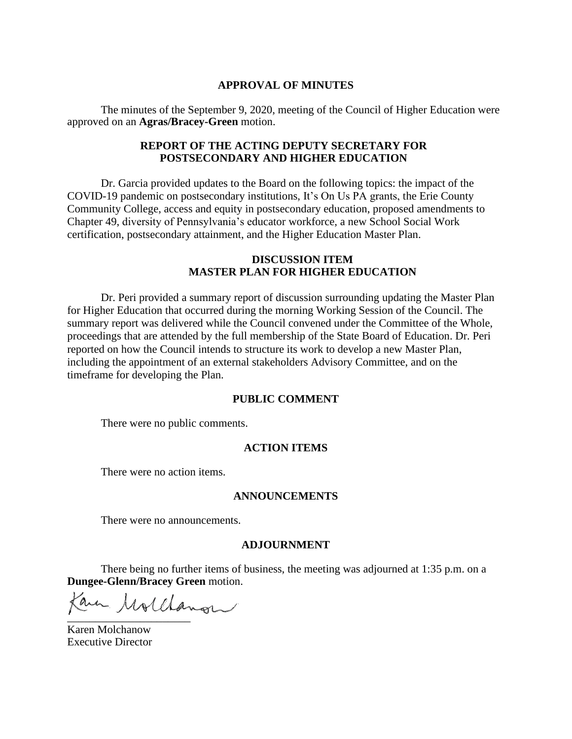## APPROVAL OF MINUTES

The minutes of the September 9, 2020, meeting of the Council of Higher Education were approved on an **Agras/Bracey-Green** motion.

## REPORT OF THE ACTING DEPUTY SECRETARY FOR POSTSECONDARY AND HIGHER EDUCATION

Dr. Garcia provided updates to the Board on the following topics: the impact of the COVID-19 pandemic on postsecondary institutions, It's On Us PA grants, the Erie County Community College, access and equity in postsecondary education, proposed amendments to Chapter 49, diversity of Pennsylvania's educator workforce, a new School Social Work certification, postsecondary attainment, and the Higher Education Master Plan.

## DISCUSSION ITEM MASTER PLAN FOR HIGHER EDUCATION

Dr. Peri provided a summary report of discussion surrounding updating the Master Plan for Higher Education that occurred during the morning Working Session of the Council. The summary report was delivered while the Council convened under the Committee of the Whole, proceedings that are attended by the full membership of the State Board of Education. Dr. Peri reported on how the Council intends to structure its work to develop a new Master Plan, including the appointment of an external stakeholders Advisory Committee, and on the timeframe for developing the Plan.

## PUBLIC COMMENT

There were no public comments.

## ACTION ITEMS

There were no action items.

## ANNOUNCEMENTS

There were no announcements.

## ADJOURNMENT

There being no further items of business, the meeting was adjourned at 1:35 p.m. on a **Dungee-Glenn/Bracey Green** motion.

Karen Molchanow
Executive Director